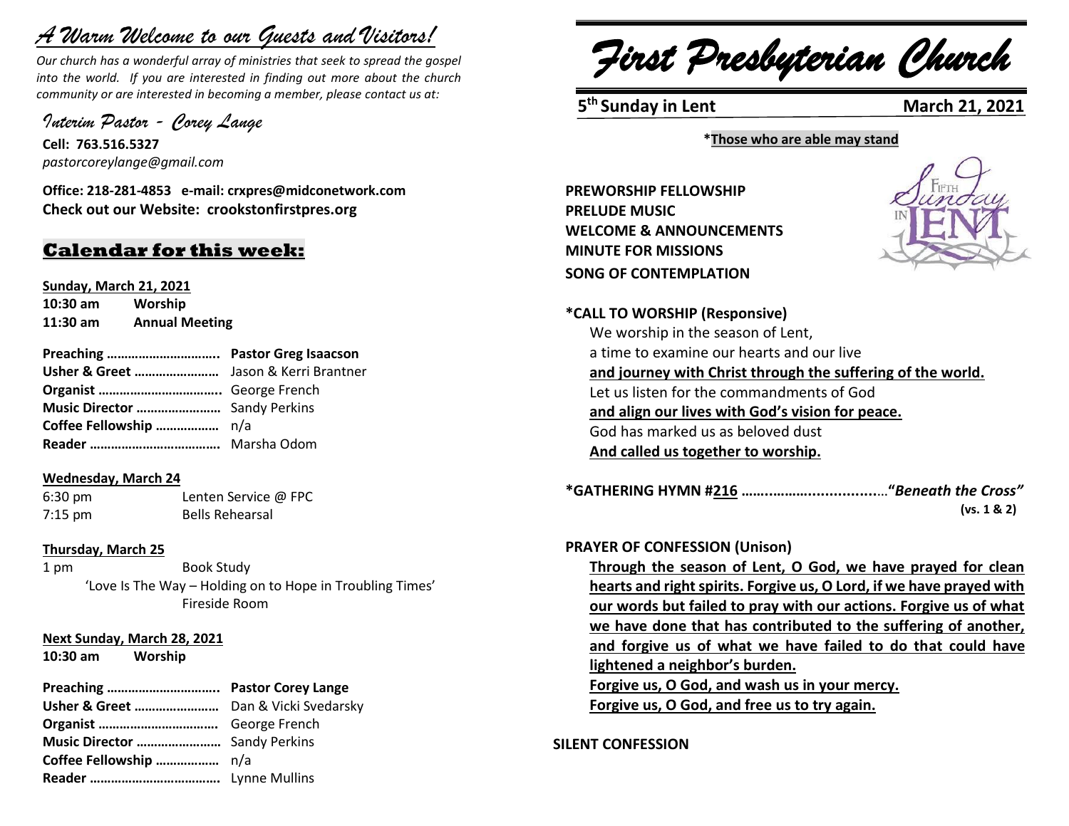# *A Warm Welcome to our Guests and Visitors!*

*Our church has a wonderful array of ministries that seek to spread the gospel into the world. If you are interested in finding out more about the church community or are interested in becoming a member, please contact us at:*

*Interim Pastor - Corey Lange*

**Cell: 763.516.5327**
*pastorcoreylange@gmail.com*

**Office: 218-281-4853 e-mail: crxpres@midconetwork.com**
**Check out our Website: crookstonfirstpres.org**

## Calendar for this week:

**Sunday, March 21, 2021**

**10:30 am** **Worship**
**11:30 am** **Annual Meeting**

**Preaching ………………………….. Pastor Greg Isaacson**
**Usher & Greet ……………………** Jason & Kerri Brantner
**Organist ……………………………..** George French
**Music Director ……………………** Sandy Perkins
**Coffee Fellowship ………………** n/a
**Reader ……………………………….** Marsha Odom

**Wednesday, March 24**

6:30 pm Lenten Service @ FPC
7:15 pm Bells Rehearsal

**Thursday, March 25**

1 pm Book Study
'Love Is The Way – Holding on to Hope in Troubling Times'
Fireside Room

**Next Sunday, March 28, 2021**

**10:30 am** **Worship**

**Preaching ………………………….. Pastor Corey Lange**
**Usher & Greet ……………………** Dan & Vicki Svedarsky
**Organist …………………………….** George French
**Music Director ……………………** Sandy Perkins
**Coffee Fellowship ………………** n/a
**Reader ……………………………….** Lynne Mullins

# *First Presbyterian Church*

**5th Sunday in Lent** **March 21, 2021**

**\*Those who are able may stand**

**PREWORSHIP FELLOWSHIP**
**PRELUDE MUSIC**
**WELCOME & ANNOUNCEMENTS**
**MINUTE FOR MISSIONS**
**SONG OF CONTEMPLATION**

**\*CALL TO WORSHIP (Responsive)**

We worship in the season of Lent,
a time to examine our hearts and our live
**and journey with Christ through the suffering of the world.**
Let us listen for the commandments of God
**and align our lives with God's vision for peace.**
God has marked us as beloved dust
**And called us together to worship.**

**\*GATHERING HYMN #216 ……………………………"*Beneath the Cross*"**
**(vs. 1 & 2)**

**PRAYER OF CONFESSION (Unison)**

**Through the season of Lent, O God, we have prayed for clean hearts and right spirits. Forgive us, O Lord, if we have prayed with our words but failed to pray with our actions. Forgive us of what we have done that has contributed to the suffering of another, and forgive us of what we have failed to do that could have lightened a neighbor's burden.**
**Forgive us, O God, and wash us in your mercy.**
**Forgive us, O God, and free us to try again.**

**SILENT CONFESSION**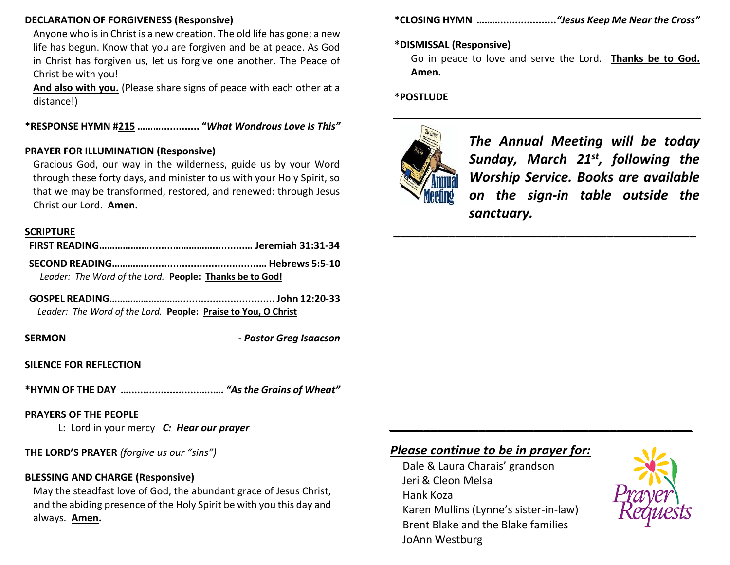**DECLARATION OF FORGIVENESS (Responsive)**

Anyone who is in Christ is a new creation. The old life has gone; a new life has begun. Know that you are forgiven and be at peace. As God in Christ has forgiven us, let us forgive one another. The Peace of Christ be with you!

**And also with you.** (Please share signs of peace with each other at a distance!)

**\*RESPONSE HYMN #215 ...................... "*What Wondrous Love Is This*"**

**PRAYER FOR ILLUMINATION (Responsive)**

Gracious God, our way in the wilderness, guide us by your Word through these forty days, and minister to us with your Holy Spirit, so that we may be transformed, restored, and renewed: through Jesus Christ our Lord. **Amen.**

**SCRIPTURE**

**FIRST READING.................................................. Jeremiah 31:31-34**

**SECOND READING............................................... Hebrews 5:5-10**

*Leader: The Word of the Lord.* **People: Thanks be to God!**

**GOSPEL READING............................................... John 12:20-33**

*Leader: The Word of the Lord.* **People: Praise to You, O Christ**

**SERMON** **- *Pastor Greg Isaacson***

**SILENCE FOR REFLECTION**

**\*HYMN OF THE DAY ................................. *"As the Grains of Wheat"***

**PRAYERS OF THE PEOPLE**

L: Lord in your mercy ***C: Hear our prayer***

**THE LORD'S PRAYER** *(forgive us our "sins")*

**BLESSING AND CHARGE (Responsive)**

May the steadfast love of God, the abundant grace of Jesus Christ, and the abiding presence of the Holy Spirit be with you this day and always. **Amen.**

**\*CLOSING HYMN ........................... *"Jesus Keep Me Near the Cross"***

**\*DISMISSAL (Responsive)**

Go in peace to love and serve the Lord. **Thanks be to God. Amen.**

**\*POSTLUDE**

---

***The Annual Meeting will be today Sunday, March 21st, following the Worship Service. Books are available on the sign-in table outside the sanctuary.***

---

***Please continue to be in prayer for:***

Dale & Laura Charais' grandson
Jeri & Cleon Melsa
Hank Koza
Karen Mullins (Lynne's sister-in-law)
Brent Blake and the Blake families
JoAnn Westburg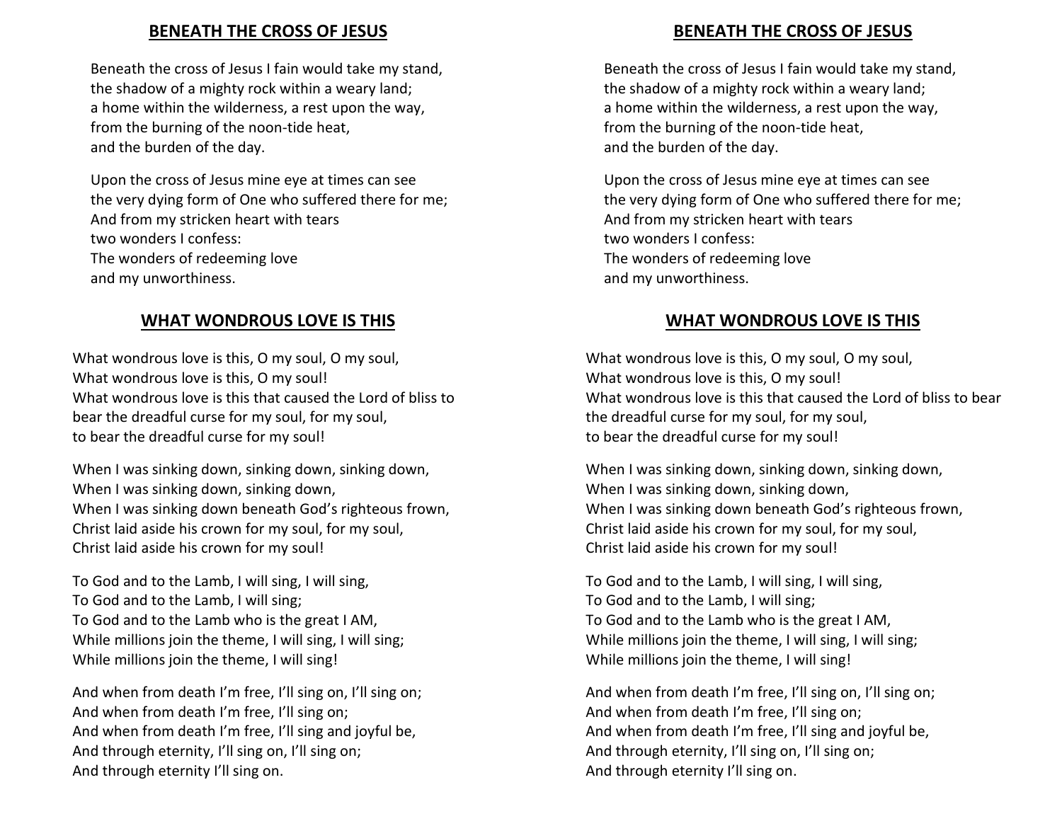## BENEATH THE CROSS OF JESUS

Beneath the cross of Jesus I fain would take my stand,
the shadow of a mighty rock within a weary land;
a home within the wilderness, a rest upon the way,
from the burning of the noon-tide heat,
and the burden of the day.

Upon the cross of Jesus mine eye at times can see
the very dying form of One who suffered there for me;
And from my stricken heart with tears
two wonders I confess:
The wonders of redeeming love
and my unworthiness.

## WHAT WONDROUS LOVE IS THIS

What wondrous love is this, O my soul, O my soul,
What wondrous love is this, O my soul!
What wondrous love is this that caused the Lord of bliss to
bear the dreadful curse for my soul, for my soul,
to bear the dreadful curse for my soul!

When I was sinking down, sinking down, sinking down,
When I was sinking down, sinking down,
When I was sinking down beneath God's righteous frown,
Christ laid aside his crown for my soul, for my soul,
Christ laid aside his crown for my soul!

To God and to the Lamb, I will sing, I will sing,
To God and to the Lamb, I will sing;
To God and to the Lamb who is the great I AM,
While millions join the theme, I will sing, I will sing;
While millions join the theme, I will sing!

And when from death I'm free, I'll sing on, I'll sing on;
And when from death I'm free, I'll sing on;
And when from death I'm free, I'll sing and joyful be,
And through eternity, I'll sing on, I'll sing on;
And through eternity I'll sing on.

## BENEATH THE CROSS OF JESUS

Beneath the cross of Jesus I fain would take my stand,
the shadow of a mighty rock within a weary land;
a home within the wilderness, a rest upon the way,
from the burning of the noon-tide heat,
and the burden of the day.

Upon the cross of Jesus mine eye at times can see
the very dying form of One who suffered there for me;
And from my stricken heart with tears
two wonders I confess:
The wonders of redeeming love
and my unworthiness.

## WHAT WONDROUS LOVE IS THIS

What wondrous love is this, O my soul, O my soul,
What wondrous love is this, O my soul!
What wondrous love is this that caused the Lord of bliss to bear
the dreadful curse for my soul, for my soul,
to bear the dreadful curse for my soul!

When I was sinking down, sinking down, sinking down,
When I was sinking down, sinking down,
When I was sinking down beneath God's righteous frown,
Christ laid aside his crown for my soul, for my soul,
Christ laid aside his crown for my soul!

To God and to the Lamb, I will sing, I will sing,
To God and to the Lamb, I will sing;
To God and to the Lamb who is the great I AM,
While millions join the theme, I will sing, I will sing;
While millions join the theme, I will sing!

And when from death I'm free, I'll sing on, I'll sing on;
And when from death I'm free, I'll sing on;
And when from death I'm free, I'll sing and joyful be,
And through eternity, I'll sing on, I'll sing on;
And through eternity I'll sing on.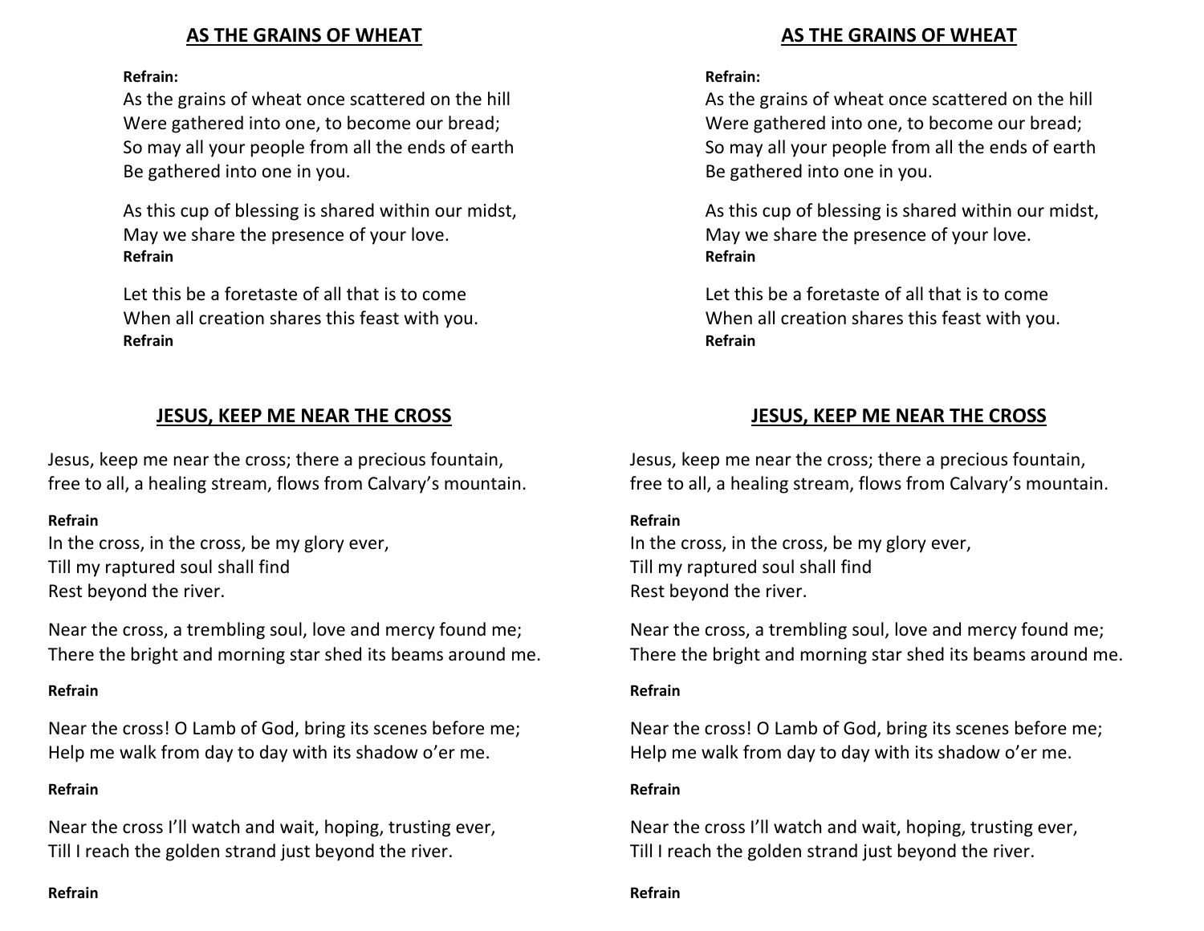## AS THE GRAINS OF WHEAT

**Refrain:**
As the grains of wheat once scattered on the hill
Were gathered into one, to become our bread;
So may all your people from all the ends of earth
Be gathered into one in you.

As this cup of blessing is shared within our midst,
May we share the presence of your love.
**Refrain**

Let this be a foretaste of all that is to come
When all creation shares this feast with you.
**Refrain**

## JESUS, KEEP ME NEAR THE CROSS

Jesus, keep me near the cross; there a precious fountain,
free to all, a healing stream, flows from Calvary's mountain.

**Refrain**
In the cross, in the cross, be my glory ever,
Till my raptured soul shall find
Rest beyond the river.

Near the cross, a trembling soul, love and mercy found me;
There the bright and morning star shed its beams around me.

**Refrain**

Near the cross! O Lamb of God, bring its scenes before me;
Help me walk from day to day with its shadow o'er me.

**Refrain**

Near the cross I'll watch and wait, hoping, trusting ever,
Till I reach the golden strand just beyond the river.

**Refrain**

## AS THE GRAINS OF WHEAT

**Refrain:**
As the grains of wheat once scattered on the hill
Were gathered into one, to become our bread;
So may all your people from all the ends of earth
Be gathered into one in you.

As this cup of blessing is shared within our midst,
May we share the presence of your love.
**Refrain**

Let this be a foretaste of all that is to come
When all creation shares this feast with you.
**Refrain**

## JESUS, KEEP ME NEAR THE CROSS

Jesus, keep me near the cross; there a precious fountain,
free to all, a healing stream, flows from Calvary's mountain.

**Refrain**
In the cross, in the cross, be my glory ever,
Till my raptured soul shall find
Rest beyond the river.

Near the cross, a trembling soul, love and mercy found me;
There the bright and morning star shed its beams around me.

**Refrain**

Near the cross! O Lamb of God, bring its scenes before me;
Help me walk from day to day with its shadow o'er me.

**Refrain**

Near the cross I'll watch and wait, hoping, trusting ever,
Till I reach the golden strand just beyond the river.

**Refrain**